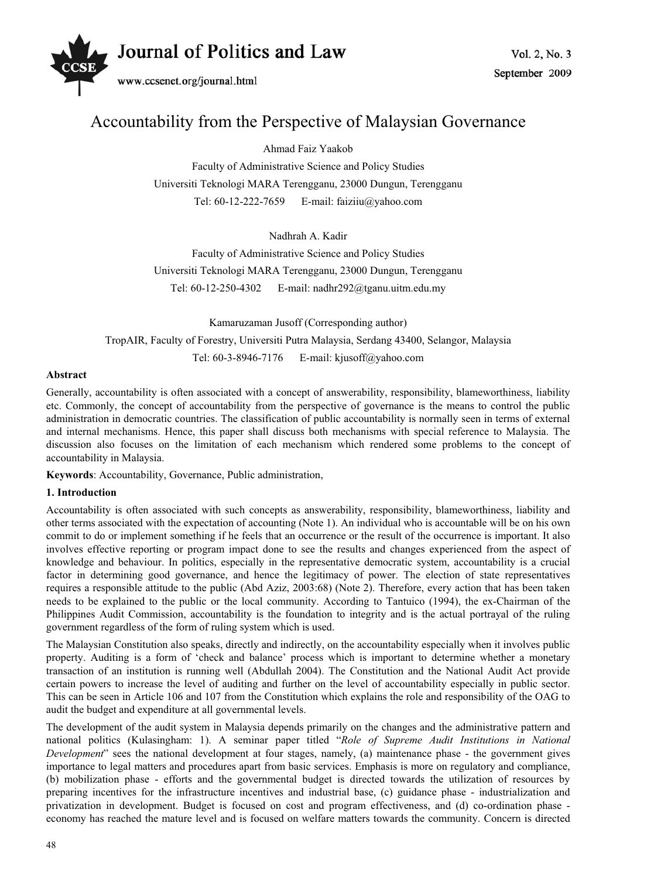# Accountability from the Perspective of Malaysian Governance

Ahmad Faiz Yaakob

Faculty of Administrative Science and Policy Studies

Universiti Teknologi MARA Terengganu, 23000 Dungun, Terengganu

Tel: 60-12-222-7659 E-mail: faiziiu@yahoo.com

Nadhrah A. Kadir

Faculty of Administrative Science and Policy Studies

Universiti Teknologi MARA Terengganu, 23000 Dungun, Terengganu

Tel: 60-12-250-4302 E-mail: nadhr292@tganu.uitm.edu.my

Kamaruzaman Jusoff (Corresponding author)

TropAIR, Faculty of Forestry, Universiti Putra Malaysia, Serdang 43400, Selangor, Malaysia

Tel: 60-3-8946-7176 E-mail: kjusoff@yahoo.com

**Abstract**

Generally, accountability is often associated with a concept of answerability, responsibility, blameworthiness, liability etc. Commonly, the concept of accountability from the perspective of governance is the means to control the public administration in democratic countries. The classification of public accountability is normally seen in terms of external and internal mechanisms. Hence, this paper shall discuss both mechanisms with special reference to Malaysia. The discussion also focuses on the limitation of each mechanism which rendered some problems to the concept of accountability in Malaysia.

**Keywords**: Accountability, Governance, Public administration,

## 1. Introduction

Accountability is often associated with such concepts as answerability, responsibility, blameworthiness, liability and other terms associated with the expectation of accounting (Note 1). An individual who is accountable will be on his own commit to do or implement something if he feels that an occurrence or the result of the occurrence is important. It also involves effective reporting or program impact done to see the results and changes experienced from the aspect of knowledge and behaviour. In politics, especially in the representative democratic system, accountability is a crucial factor in determining good governance, and hence the legitimacy of power. The election of state representatives requires a responsible attitude to the public (Abd Aziz, 2003:68) (Note 2). Therefore, every action that has been taken needs to be explained to the public or the local community. According to Tantuico (1994), the ex-Chairman of the Philippines Audit Commission, accountability is the foundation to integrity and is the actual portrayal of the ruling government regardless of the form of ruling system which is used.

The Malaysian Constitution also speaks, directly and indirectly, on the accountability especially when it involves public property. Auditing is a form of 'check and balance' process which is important to determine whether a monetary transaction of an institution is running well (Abdullah 2004). The Constitution and the National Audit Act provide certain powers to increase the level of auditing and further on the level of accountability especially in public sector. This can be seen in Article 106 and 107 from the Constitution which explains the role and responsibility of the OAG to audit the budget and expenditure at all governmental levels.

The development of the audit system in Malaysia depends primarily on the changes and the administrative pattern and national politics (Kulasingham: 1). A seminar paper titled "*Role of Supreme Audit Institutions in National Development*" sees the national development at four stages, namely, (a) maintenance phase - the government gives importance to legal matters and procedures apart from basic services. Emphasis is more on regulatory and compliance, (b) mobilization phase - efforts and the governmental budget is directed towards the utilization of resources by preparing incentives for the infrastructure incentives and industrial base, (c) guidance phase - industrialization and privatization in development. Budget is focused on cost and program effectiveness, and (d) co-ordination phase - economy has reached the mature level and is focused on welfare matters towards the community. Concern is directed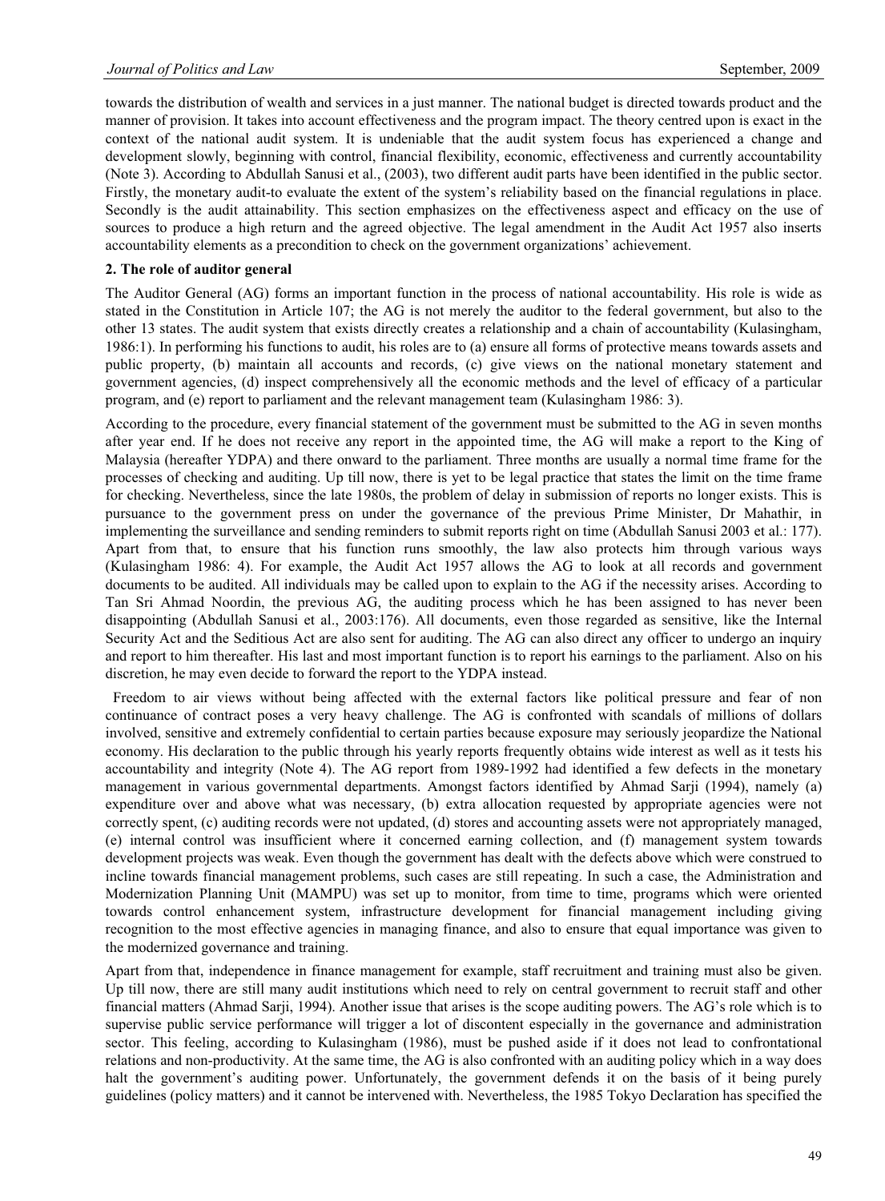towards the distribution of wealth and services in a just manner. The national budget is directed towards product and the manner of provision. It takes into account effectiveness and the program impact. The theory centred upon is exact in the context of the national audit system. It is undeniable that the audit system focus has experienced a change and development slowly, beginning with control, financial flexibility, economic, effectiveness and currently accountability (Note 3). According to Abdullah Sanusi et al., (2003), two different audit parts have been identified in the public sector. Firstly, the monetary audit-to evaluate the extent of the system's reliability based on the financial regulations in place. Secondly is the audit attainability. This section emphasizes on the effectiveness aspect and efficacy on the use of sources to produce a high return and the agreed objective. The legal amendment in the Audit Act 1957 also inserts accountability elements as a precondition to check on the government organizations' achievement.

## 2. The role of auditor general

The Auditor General (AG) forms an important function in the process of national accountability. His role is wide as stated in the Constitution in Article 107; the AG is not merely the auditor to the federal government, but also to the other 13 states. The audit system that exists directly creates a relationship and a chain of accountability (Kulasingham, 1986:1). In performing his functions to audit, his roles are to (a) ensure all forms of protective means towards assets and public property, (b) maintain all accounts and records, (c) give views on the national monetary statement and government agencies, (d) inspect comprehensively all the economic methods and the level of efficacy of a particular program, and (e) report to parliament and the relevant management team (Kulasingham 1986: 3).

According to the procedure, every financial statement of the government must be submitted to the AG in seven months after year end. If he does not receive any report in the appointed time, the AG will make a report to the King of Malaysia (hereafter YDPA) and there onward to the parliament. Three months are usually a normal time frame for the processes of checking and auditing. Up till now, there is yet to be legal practice that states the limit on the time frame for checking. Nevertheless, since the late 1980s, the problem of delay in submission of reports no longer exists. This is pursuance to the government press on under the governance of the previous Prime Minister, Dr Mahathir, in implementing the surveillance and sending reminders to submit reports right on time (Abdullah Sanusi 2003 et al.: 177). Apart from that, to ensure that his function runs smoothly, the law also protects him through various ways (Kulasingham 1986: 4). For example, the Audit Act 1957 allows the AG to look at all records and government documents to be audited. All individuals may be called upon to explain to the AG if the necessity arises. According to Tan Sri Ahmad Noordin, the previous AG, the auditing process which he has been assigned to has never been disappointing (Abdullah Sanusi et al., 2003:176). All documents, even those regarded as sensitive, like the Internal Security Act and the Seditious Act are also sent for auditing. The AG can also direct any officer to undergo an inquiry and report to him thereafter. His last and most important function is to report his earnings to the parliament. Also on his discretion, he may even decide to forward the report to the YDPA instead.

Freedom to air views without being affected with the external factors like political pressure and fear of non continuance of contract poses a very heavy challenge. The AG is confronted with scandals of millions of dollars involved, sensitive and extremely confidential to certain parties because exposure may seriously jeopardize the National economy. His declaration to the public through his yearly reports frequently obtains wide interest as well as it tests his accountability and integrity (Note 4). The AG report from 1989-1992 had identified a few defects in the monetary management in various governmental departments. Amongst factors identified by Ahmad Sarji (1994), namely (a) expenditure over and above what was necessary, (b) extra allocation requested by appropriate agencies were not correctly spent, (c) auditing records were not updated, (d) stores and accounting assets were not appropriately managed, (e) internal control was insufficient where it concerned earning collection, and (f) management system towards development projects was weak. Even though the government has dealt with the defects above which were construed to incline towards financial management problems, such cases are still repeating. In such a case, the Administration and Modernization Planning Unit (MAMPU) was set up to monitor, from time to time, programs which were oriented towards control enhancement system, infrastructure development for financial management including giving recognition to the most effective agencies in managing finance, and also to ensure that equal importance was given to the modernized governance and training.

Apart from that, independence in finance management for example, staff recruitment and training must also be given. Up till now, there are still many audit institutions which need to rely on central government to recruit staff and other financial matters (Ahmad Sarji, 1994). Another issue that arises is the scope auditing powers. The AG's role which is to supervise public service performance will trigger a lot of discontent especially in the governance and administration sector. This feeling, according to Kulasingham (1986), must be pushed aside if it does not lead to confrontational relations and non-productivity. At the same time, the AG is also confronted with an auditing policy which in a way does halt the government's auditing power. Unfortunately, the government defends it on the basis of it being purely guidelines (policy matters) and it cannot be intervened with. Nevertheless, the 1985 Tokyo Declaration has specified the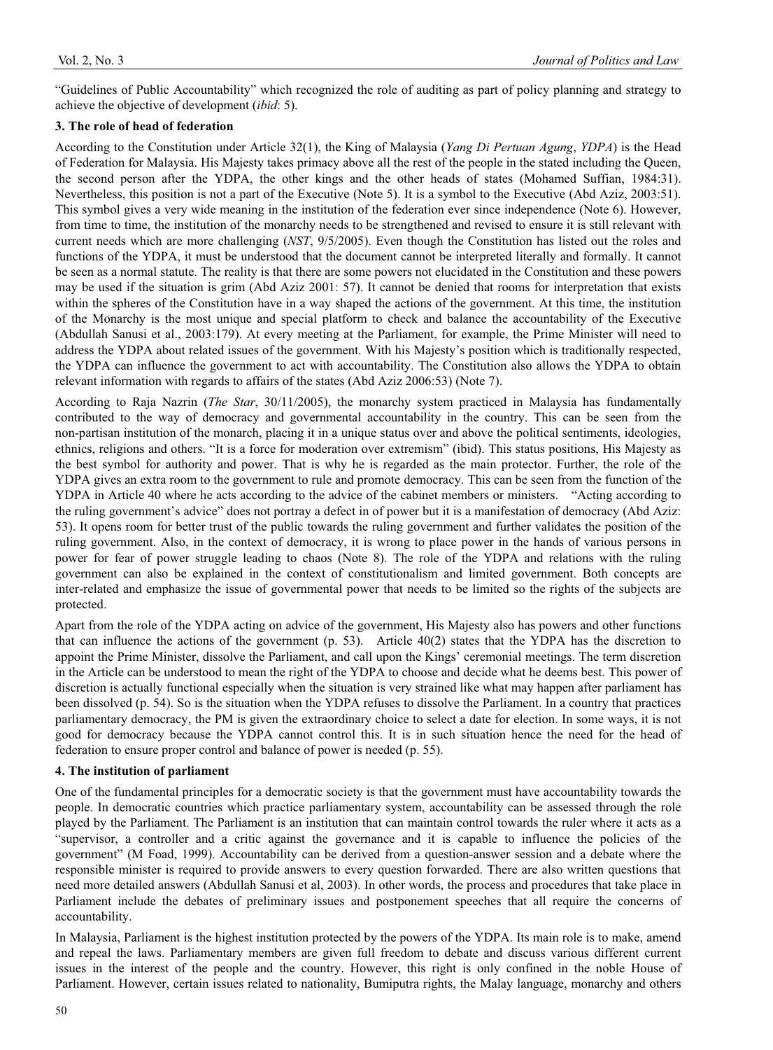"Guidelines of Public Accountability" which recognized the role of auditing as part of policy planning and strategy to achieve the objective of development (*ibid*: 5).

### 3. The role of head of federation

According to the Constitution under Article 32(1), the King of Malaysia (*Yang Di Pertuan Agung*, *YDPA*) is the Head of Federation for Malaysia. His Majesty takes primacy above all the rest of the people in the stated including the Queen, the second person after the YDPA, the other kings and the other heads of states (Mohamed Suffian, 1984:31). Nevertheless, this position is not a part of the Executive (Note 5). It is a symbol to the Executive (Abd Aziz, 2003:51). This symbol gives a very wide meaning in the institution of the federation ever since independence (Note 6). However, from time to time, the institution of the monarchy needs to be strengthened and revised to ensure it is still relevant with current needs which are more challenging (*NST*, 9/5/2005). Even though the Constitution has listed out the roles and functions of the YDPA, it must be understood that the document cannot be interpreted literally and formally. It cannot be seen as a normal statute. The reality is that there are some powers not elucidated in the Constitution and these powers may be used if the situation is grim (Abd Aziz 2001: 57). It cannot be denied that rooms for interpretation that exists within the spheres of the Constitution have in a way shaped the actions of the government. At this time, the institution of the Monarchy is the most unique and special platform to check and balance the accountability of the Executive (Abdullah Sanusi et al., 2003:179). At every meeting at the Parliament, for example, the Prime Minister will need to address the YDPA about related issues of the government. With his Majesty's position which is traditionally respected, the YDPA can influence the government to act with accountability. The Constitution also allows the YDPA to obtain relevant information with regards to affairs of the states (Abd Aziz 2006:53) (Note 7).

According to Raja Nazrin (*The Star*, 30/11/2005), the monarchy system practiced in Malaysia has fundamentally contributed to the way of democracy and governmental accountability in the country. This can be seen from the non-partisan institution of the monarch, placing it in a unique status over and above the political sentiments, ideologies, ethnics, religions and others. "It is a force for moderation over extremism" (ibid). This status positions, His Majesty as the best symbol for authority and power. That is why he is regarded as the main protector. Further, the role of the YDPA gives an extra room to the government to rule and promote democracy. This can be seen from the function of the YDPA in Article 40 where he acts according to the advice of the cabinet members or ministers. "Acting according to the ruling government's advice" does not portray a defect in of power but it is a manifestation of democracy (Abd Aziz: 53). It opens room for better trust of the public towards the ruling government and further validates the position of the ruling government. Also, in the context of democracy, it is wrong to place power in the hands of various persons in power for fear of power struggle leading to chaos (Note 8). The role of the YDPA and relations with the ruling government can also be explained in the context of constitutionalism and limited government. Both concepts are inter-related and emphasize the issue of governmental power that needs to be limited so the rights of the subjects are protected.

Apart from the role of the YDPA acting on advice of the government, His Majesty also has powers and other functions that can influence the actions of the government (p. 53). Article 40(2) states that the YDPA has the discretion to appoint the Prime Minister, dissolve the Parliament, and call upon the Kings' ceremonial meetings. The term discretion in the Article can be understood to mean the right of the YDPA to choose and decide what he deems best. This power of discretion is actually functional especially when the situation is very strained like what may happen after parliament has been dissolved (p. 54). So is the situation when the YDPA refuses to dissolve the Parliament. In a country that practices parliamentary democracy, the PM is given the extraordinary choice to select a date for election. In some ways, it is not good for democracy because the YDPA cannot control this. It is in such situation hence the need for the head of federation to ensure proper control and balance of power is needed (p. 55).

### 4. The institution of parliament

One of the fundamental principles for a democratic society is that the government must have accountability towards the people. In democratic countries which practice parliamentary system, accountability can be assessed through the role played by the Parliament. The Parliament is an institution that can maintain control towards the ruler where it acts as a "supervisor, a controller and a critic against the governance and it is capable to influence the policies of the government" (M Foad, 1999). Accountability can be derived from a question-answer session and a debate where the responsible minister is required to provide answers to every question forwarded. There are also written questions that need more detailed answers (Abdullah Sanusi et al, 2003). In other words, the process and procedures that take place in Parliament include the debates of preliminary issues and postponement speeches that all require the concerns of accountability.

In Malaysia, Parliament is the highest institution protected by the powers of the YDPA. Its main role is to make, amend and repeal the laws. Parliamentary members are given full freedom to debate and discuss various different current issues in the interest of the people and the country. However, this right is only confined in the noble House of Parliament. However, certain issues related to nationality, Bumiputra rights, the Malay language, monarchy and others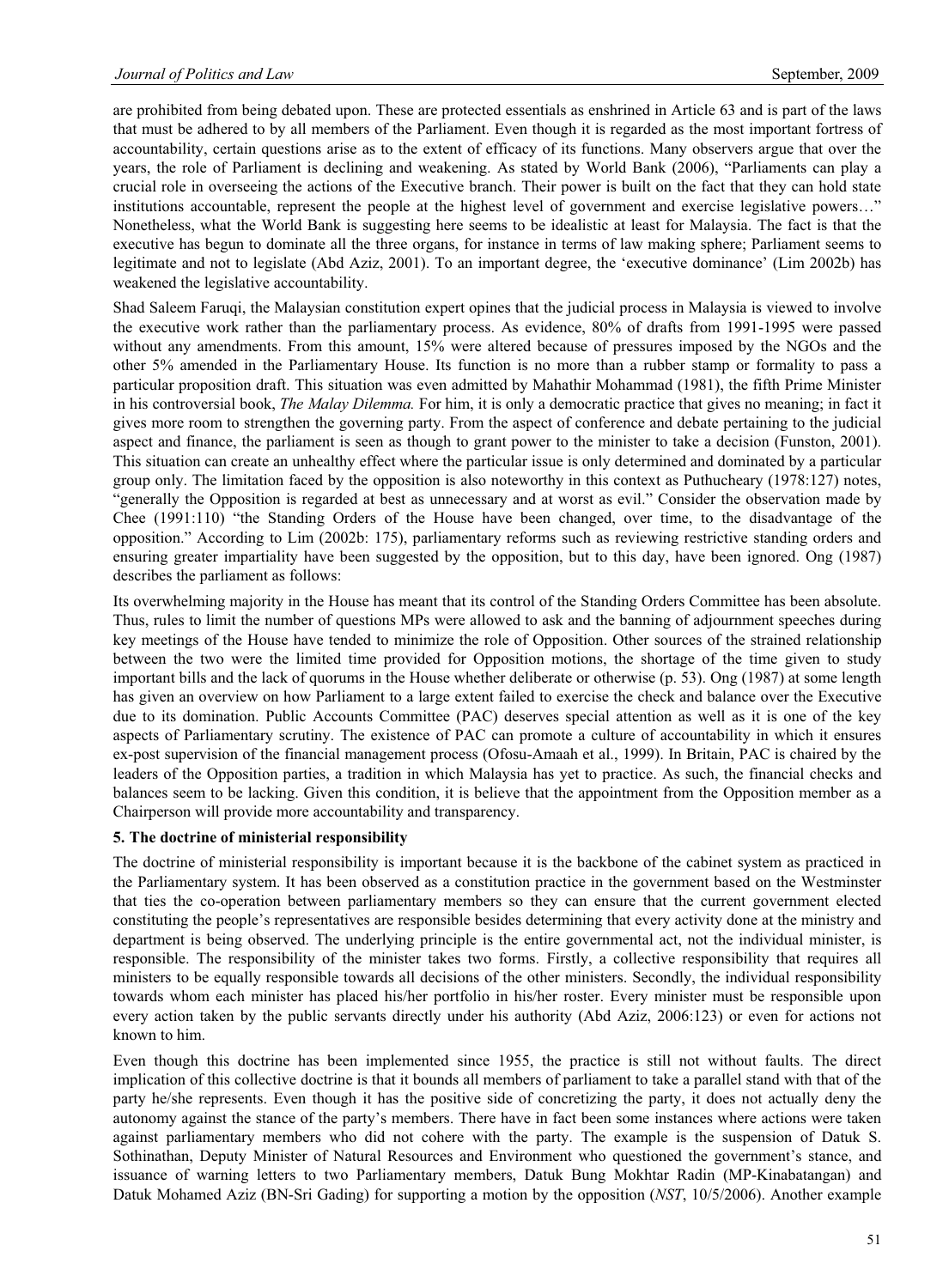are prohibited from being debated upon. These are protected essentials as enshrined in Article 63 and is part of the laws that must be adhered to by all members of the Parliament. Even though it is regarded as the most important fortress of accountability, certain questions arise as to the extent of efficacy of its functions. Many observers argue that over the years, the role of Parliament is declining and weakening. As stated by World Bank (2006), "Parliaments can play a crucial role in overseeing the actions of the Executive branch. Their power is built on the fact that they can hold state institutions accountable, represent the people at the highest level of government and exercise legislative powers…" Nonetheless, what the World Bank is suggesting here seems to be idealistic at least for Malaysia. The fact is that the executive has begun to dominate all the three organs, for instance in terms of law making sphere; Parliament seems to legitimate and not to legislate (Abd Aziz, 2001). To an important degree, the 'executive dominance' (Lim 2002b) has weakened the legislative accountability.

Shad Saleem Faruqi, the Malaysian constitution expert opines that the judicial process in Malaysia is viewed to involve the executive work rather than the parliamentary process. As evidence, 80% of drafts from 1991-1995 were passed without any amendments. From this amount, 15% were altered because of pressures imposed by the NGOs and the other 5% amended in the Parliamentary House. Its function is no more than a rubber stamp or formality to pass a particular proposition draft. This situation was even admitted by Mahathir Mohammad (1981), the fifth Prime Minister in his controversial book, *The Malay Dilemma.* For him, it is only a democratic practice that gives no meaning; in fact it gives more room to strengthen the governing party. From the aspect of conference and debate pertaining to the judicial aspect and finance, the parliament is seen as though to grant power to the minister to take a decision (Funston, 2001). This situation can create an unhealthy effect where the particular issue is only determined and dominated by a particular group only. The limitation faced by the opposition is also noteworthy in this context as Puthucheary (1978:127) notes, "generally the Opposition is regarded at best as unnecessary and at worst as evil." Consider the observation made by Chee (1991:110) "the Standing Orders of the House have been changed, over time, to the disadvantage of the opposition." According to Lim (2002b: 175), parliamentary reforms such as reviewing restrictive standing orders and ensuring greater impartiality have been suggested by the opposition, but to this day, have been ignored. Ong (1987) describes the parliament as follows:

Its overwhelming majority in the House has meant that its control of the Standing Orders Committee has been absolute. Thus, rules to limit the number of questions MPs were allowed to ask and the banning of adjournment speeches during key meetings of the House have tended to minimize the role of Opposition. Other sources of the strained relationship between the two were the limited time provided for Opposition motions, the shortage of the time given to study important bills and the lack of quorums in the House whether deliberate or otherwise (p. 53). Ong (1987) at some length has given an overview on how Parliament to a large extent failed to exercise the check and balance over the Executive due to its domination. Public Accounts Committee (PAC) deserves special attention as well as it is one of the key aspects of Parliamentary scrutiny. The existence of PAC can promote a culture of accountability in which it ensures ex-post supervision of the financial management process (Ofosu-Amaah et al., 1999). In Britain, PAC is chaired by the leaders of the Opposition parties, a tradition in which Malaysia has yet to practice. As such, the financial checks and balances seem to be lacking. Given this condition, it is believe that the appointment from the Opposition member as a Chairperson will provide more accountability and transparency.

### 5. The doctrine of ministerial responsibility

The doctrine of ministerial responsibility is important because it is the backbone of the cabinet system as practiced in the Parliamentary system. It has been observed as a constitution practice in the government based on the Westminster that ties the co-operation between parliamentary members so they can ensure that the current government elected constituting the people's representatives are responsible besides determining that every activity done at the ministry and department is being observed. The underlying principle is the entire governmental act, not the individual minister, is responsible. The responsibility of the minister takes two forms. Firstly, a collective responsibility that requires all ministers to be equally responsible towards all decisions of the other ministers. Secondly, the individual responsibility towards whom each minister has placed his/her portfolio in his/her roster. Every minister must be responsible upon every action taken by the public servants directly under his authority (Abd Aziz, 2006:123) or even for actions not known to him.

Even though this doctrine has been implemented since 1955, the practice is still not without faults. The direct implication of this collective doctrine is that it bounds all members of parliament to take a parallel stand with that of the party he/she represents. Even though it has the positive side of concretizing the party, it does not actually deny the autonomy against the stance of the party's members. There have in fact been some instances where actions were taken against parliamentary members who did not cohere with the party. The example is the suspension of Datuk S. Sothinathan, Deputy Minister of Natural Resources and Environment who questioned the government's stance, and issuance of warning letters to two Parliamentary members, Datuk Bung Mokhtar Radin (MP-Kinabatangan) and Datuk Mohamed Aziz (BN-Sri Gading) for supporting a motion by the opposition (*NST*, 10/5/2006). Another example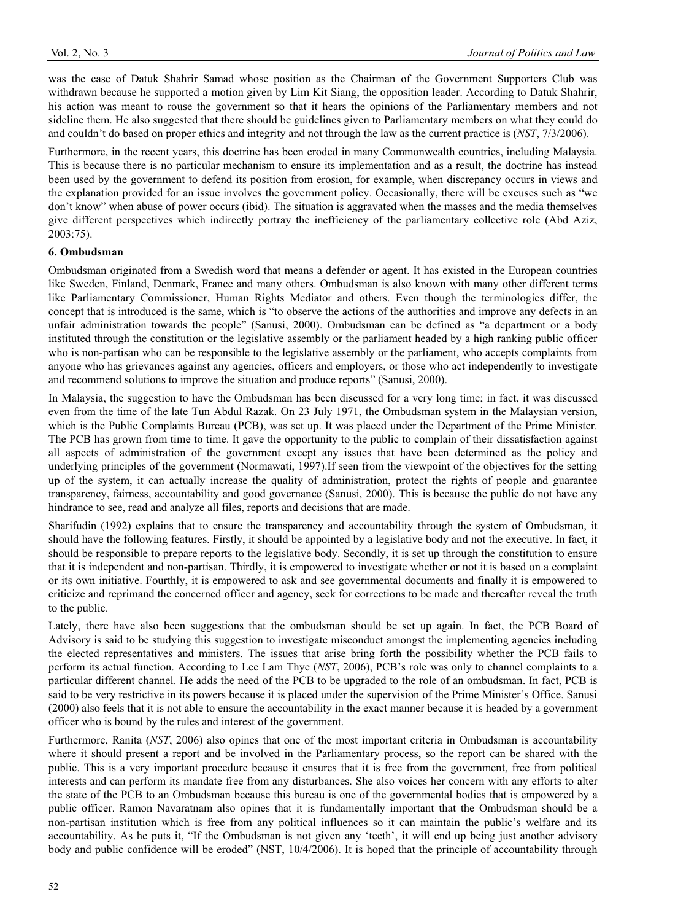was the case of Datuk Shahrir Samad whose position as the Chairman of the Government Supporters Club was withdrawn because he supported a motion given by Lim Kit Siang, the opposition leader. According to Datuk Shahrir, his action was meant to rouse the government so that it hears the opinions of the Parliamentary members and not sideline them. He also suggested that there should be guidelines given to Parliamentary members on what they could do and couldn't do based on proper ethics and integrity and not through the law as the current practice is (*NST*, 7/3/2006).

Furthermore, in the recent years, this doctrine has been eroded in many Commonwealth countries, including Malaysia. This is because there is no particular mechanism to ensure its implementation and as a result, the doctrine has instead been used by the government to defend its position from erosion, for example, when discrepancy occurs in views and the explanation provided for an issue involves the government policy. Occasionally, there will be excuses such as "we don't know" when abuse of power occurs (ibid). The situation is aggravated when the masses and the media themselves give different perspectives which indirectly portray the inefficiency of the parliamentary collective role (Abd Aziz, 2003:75).

## 6. Ombudsman

Ombudsman originated from a Swedish word that means a defender or agent. It has existed in the European countries like Sweden, Finland, Denmark, France and many others. Ombudsman is also known with many other different terms like Parliamentary Commissioner, Human Rights Mediator and others. Even though the terminologies differ, the concept that is introduced is the same, which is "to observe the actions of the authorities and improve any defects in an unfair administration towards the people" (Sanusi, 2000). Ombudsman can be defined as "a department or a body instituted through the constitution or the legislative assembly or the parliament headed by a high ranking public officer who is non-partisan who can be responsible to the legislative assembly or the parliament, who accepts complaints from anyone who has grievances against any agencies, officers and employers, or those who act independently to investigate and recommend solutions to improve the situation and produce reports" (Sanusi, 2000).

In Malaysia, the suggestion to have the Ombudsman has been discussed for a very long time; in fact, it was discussed even from the time of the late Tun Abdul Razak. On 23 July 1971, the Ombudsman system in the Malaysian version, which is the Public Complaints Bureau (PCB), was set up. It was placed under the Department of the Prime Minister. The PCB has grown from time to time. It gave the opportunity to the public to complain of their dissatisfaction against all aspects of administration of the government except any issues that have been determined as the policy and underlying principles of the government (Normawati, 1997).If seen from the viewpoint of the objectives for the setting up of the system, it can actually increase the quality of administration, protect the rights of people and guarantee transparency, fairness, accountability and good governance (Sanusi, 2000). This is because the public do not have any hindrance to see, read and analyze all files, reports and decisions that are made.

Sharifudin (1992) explains that to ensure the transparency and accountability through the system of Ombudsman, it should have the following features. Firstly, it should be appointed by a legislative body and not the executive. In fact, it should be responsible to prepare reports to the legislative body. Secondly, it is set up through the constitution to ensure that it is independent and non-partisan. Thirdly, it is empowered to investigate whether or not it is based on a complaint or its own initiative. Fourthly, it is empowered to ask and see governmental documents and finally it is empowered to criticize and reprimand the concerned officer and agency, seek for corrections to be made and thereafter reveal the truth to the public.

Lately, there have also been suggestions that the ombudsman should be set up again. In fact, the PCB Board of Advisory is said to be studying this suggestion to investigate misconduct amongst the implementing agencies including the elected representatives and ministers. The issues that arise bring forth the possibility whether the PCB fails to perform its actual function. According to Lee Lam Thye (*NST*, 2006), PCB's role was only to channel complaints to a particular different channel. He adds the need of the PCB to be upgraded to the role of an ombudsman. In fact, PCB is said to be very restrictive in its powers because it is placed under the supervision of the Prime Minister's Office. Sanusi (2000) also feels that it is not able to ensure the accountability in the exact manner because it is headed by a government officer who is bound by the rules and interest of the government.

Furthermore, Ranita (*NST*, 2006) also opines that one of the most important criteria in Ombudsman is accountability where it should present a report and be involved in the Parliamentary process, so the report can be shared with the public. This is a very important procedure because it ensures that it is free from the government, free from political interests and can perform its mandate free from any disturbances. She also voices her concern with any efforts to alter the state of the PCB to an Ombudsman because this bureau is one of the governmental bodies that is empowered by a public officer. Ramon Navaratnam also opines that it is fundamentally important that the Ombudsman should be a non-partisan institution which is free from any political influences so it can maintain the public's welfare and its accountability. As he puts it, "If the Ombudsman is not given any 'teeth', it will end up being just another advisory body and public confidence will be eroded" (NST, 10/4/2006). It is hoped that the principle of accountability through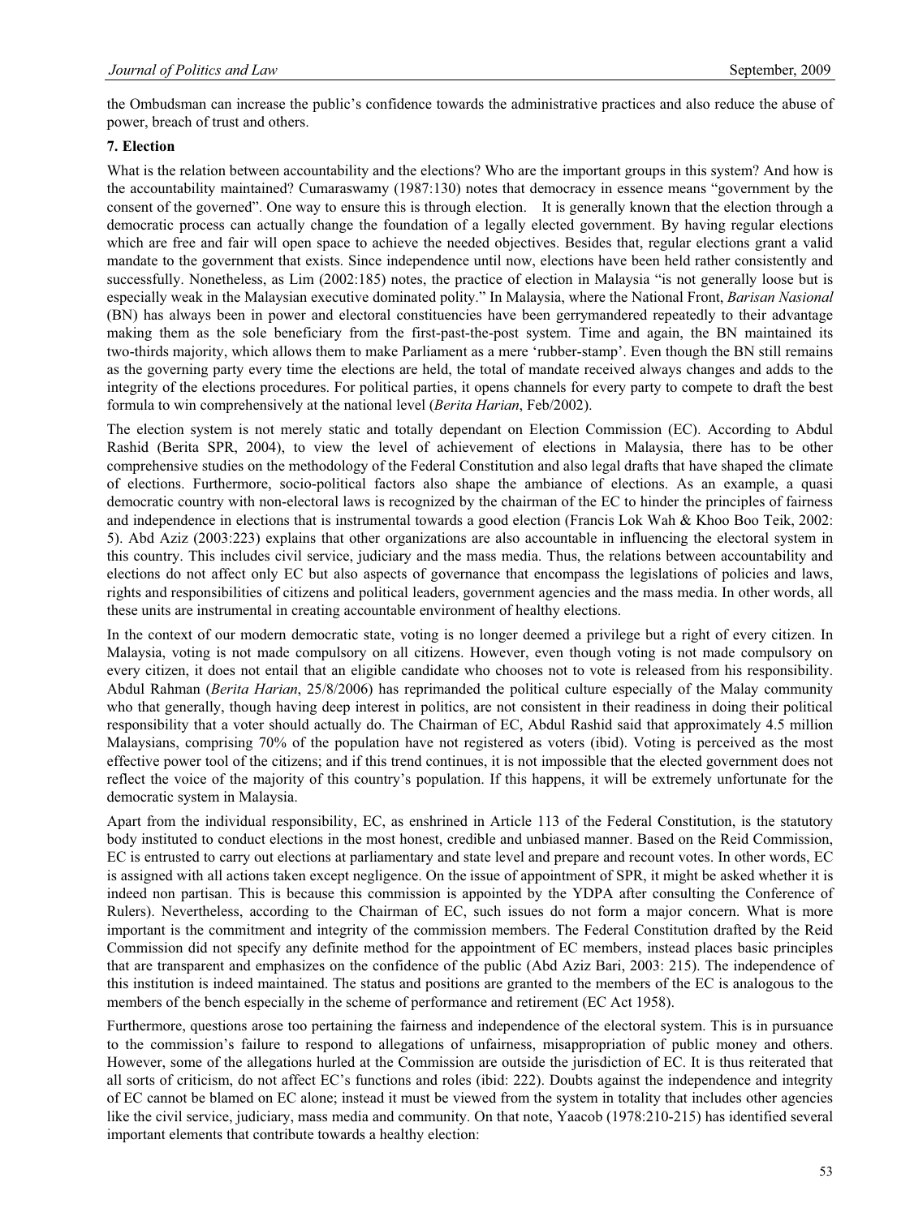the Ombudsman can increase the public's confidence towards the administrative practices and also reduce the abuse of power, breach of trust and others.

### 7. Election

What is the relation between accountability and the elections? Who are the important groups in this system? And how is the accountability maintained? Cumaraswamy (1987:130) notes that democracy in essence means "government by the consent of the governed". One way to ensure this is through election. It is generally known that the election through a democratic process can actually change the foundation of a legally elected government. By having regular elections which are free and fair will open space to achieve the needed objectives. Besides that, regular elections grant a valid mandate to the government that exists. Since independence until now, elections have been held rather consistently and successfully. Nonetheless, as Lim (2002:185) notes, the practice of election in Malaysia "is not generally loose but is especially weak in the Malaysian executive dominated polity." In Malaysia, where the National Front, *Barisan Nasional* (BN) has always been in power and electoral constituencies have been gerrymandered repeatedly to their advantage making them as the sole beneficiary from the first-past-the-post system. Time and again, the BN maintained its two-thirds majority, which allows them to make Parliament as a mere 'rubber-stamp'. Even though the BN still remains as the governing party every time the elections are held, the total of mandate received always changes and adds to the integrity of the elections procedures. For political parties, it opens channels for every party to compete to draft the best formula to win comprehensively at the national level (*Berita Harian*, Feb/2002).

The election system is not merely static and totally dependant on Election Commission (EC). According to Abdul Rashid (Berita SPR, 2004), to view the level of achievement of elections in Malaysia, there has to be other comprehensive studies on the methodology of the Federal Constitution and also legal drafts that have shaped the climate of elections. Furthermore, socio-political factors also shape the ambiance of elections. As an example, a quasi democratic country with non-electoral laws is recognized by the chairman of the EC to hinder the principles of fairness and independence in elections that is instrumental towards a good election (Francis Lok Wah & Khoo Boo Teik, 2002: 5). Abd Aziz (2003:223) explains that other organizations are also accountable in influencing the electoral system in this country. This includes civil service, judiciary and the mass media. Thus, the relations between accountability and elections do not affect only EC but also aspects of governance that encompass the legislations of policies and laws, rights and responsibilities of citizens and political leaders, government agencies and the mass media. In other words, all these units are instrumental in creating accountable environment of healthy elections.

In the context of our modern democratic state, voting is no longer deemed a privilege but a right of every citizen. In Malaysia, voting is not made compulsory on all citizens. However, even though voting is not made compulsory on every citizen, it does not entail that an eligible candidate who chooses not to vote is released from his responsibility. Abdul Rahman (*Berita Harian*, 25/8/2006) has reprimanded the political culture especially of the Malay community who that generally, though having deep interest in politics, are not consistent in their readiness in doing their political responsibility that a voter should actually do. The Chairman of EC, Abdul Rashid said that approximately 4.5 million Malaysians, comprising 70% of the population have not registered as voters (ibid). Voting is perceived as the most effective power tool of the citizens; and if this trend continues, it is not impossible that the elected government does not reflect the voice of the majority of this country's population. If this happens, it will be extremely unfortunate for the democratic system in Malaysia.

Apart from the individual responsibility, EC, as enshrined in Article 113 of the Federal Constitution, is the statutory body instituted to conduct elections in the most honest, credible and unbiased manner. Based on the Reid Commission, EC is entrusted to carry out elections at parliamentary and state level and prepare and recount votes. In other words, EC is assigned with all actions taken except negligence. On the issue of appointment of SPR, it might be asked whether it is indeed non partisan. This is because this commission is appointed by the YDPA after consulting the Conference of Rulers). Nevertheless, according to the Chairman of EC, such issues do not form a major concern. What is more important is the commitment and integrity of the commission members. The Federal Constitution drafted by the Reid Commission did not specify any definite method for the appointment of EC members, instead places basic principles that are transparent and emphasizes on the confidence of the public (Abd Aziz Bari, 2003: 215). The independence of this institution is indeed maintained. The status and positions are granted to the members of the EC is analogous to the members of the bench especially in the scheme of performance and retirement (EC Act 1958).

Furthermore, questions arose too pertaining the fairness and independence of the electoral system. This is in pursuance to the commission's failure to respond to allegations of unfairness, misappropriation of public money and others. However, some of the allegations hurled at the Commission are outside the jurisdiction of EC. It is thus reiterated that all sorts of criticism, do not affect EC's functions and roles (ibid: 222). Doubts against the independence and integrity of EC cannot be blamed on EC alone; instead it must be viewed from the system in totality that includes other agencies like the civil service, judiciary, mass media and community. On that note, Yaacob (1978:210-215) has identified several important elements that contribute towards a healthy election: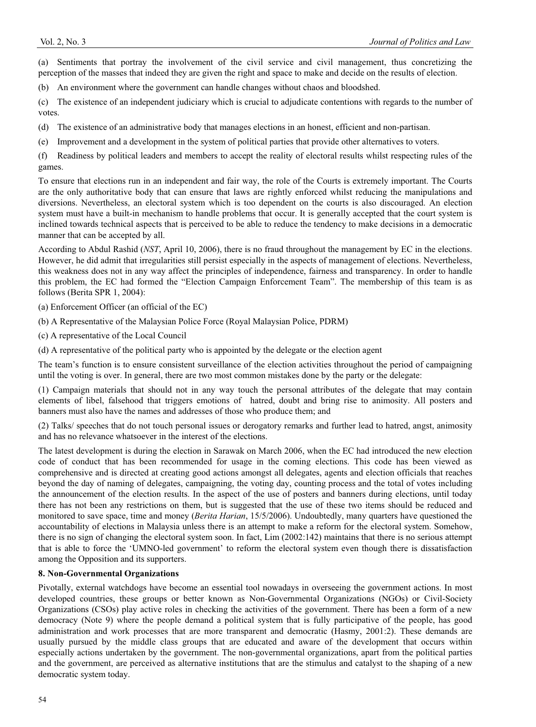(a) Sentiments that portray the involvement of the civil service and civil management, thus concretizing the perception of the masses that indeed they are given the right and space to make and decide on the results of election.

(b) An environment where the government can handle changes without chaos and bloodshed.

(c) The existence of an independent judiciary which is crucial to adjudicate contentions with regards to the number of votes.

(d) The existence of an administrative body that manages elections in an honest, efficient and non-partisan.

(e) Improvement and a development in the system of political parties that provide other alternatives to voters.

(f) Readiness by political leaders and members to accept the reality of electoral results whilst respecting rules of the games.

To ensure that elections run in an independent and fair way, the role of the Courts is extremely important. The Courts are the only authoritative body that can ensure that laws are rightly enforced whilst reducing the manipulations and diversions. Nevertheless, an electoral system which is too dependent on the courts is also discouraged. An election system must have a built-in mechanism to handle problems that occur. It is generally accepted that the court system is inclined towards technical aspects that is perceived to be able to reduce the tendency to make decisions in a democratic manner that can be accepted by all.

According to Abdul Rashid (*NST*, April 10, 2006), there is no fraud throughout the management by EC in the elections. However, he did admit that irregularities still persist especially in the aspects of management of elections. Nevertheless, this weakness does not in any way affect the principles of independence, fairness and transparency. In order to handle this problem, the EC had formed the "Election Campaign Enforcement Team". The membership of this team is as follows (Berita SPR 1, 2004):

(a) Enforcement Officer (an official of the EC)

(b) A Representative of the Malaysian Police Force (Royal Malaysian Police, PDRM)

(c) A representative of the Local Council

(d) A representative of the political party who is appointed by the delegate or the election agent

The team's function is to ensure consistent surveillance of the election activities throughout the period of campaigning until the voting is over. In general, there are two most common mistakes done by the party or the delegate:

(1) Campaign materials that should not in any way touch the personal attributes of the delegate that may contain elements of libel, falsehood that triggers emotions of hatred, doubt and bring rise to animosity. All posters and banners must also have the names and addresses of those who produce them; and

(2) Talks/ speeches that do not touch personal issues or derogatory remarks and further lead to hatred, angst, animosity and has no relevance whatsoever in the interest of the elections.

The latest development is during the election in Sarawak on March 2006, when the EC had introduced the new election code of conduct that has been recommended for usage in the coming elections. This code has been viewed as comprehensive and is directed at creating good actions amongst all delegates, agents and election officials that reaches beyond the day of naming of delegates, campaigning, the voting day, counting process and the total of votes including the announcement of the election results. In the aspect of the use of posters and banners during elections, until today there has not been any restrictions on them, but is suggested that the use of these two items should be reduced and monitored to save space, time and money (*Berita Harian*, 15/5/2006). Undoubtedly, many quarters have questioned the accountability of elections in Malaysia unless there is an attempt to make a reform for the electoral system. Somehow, there is no sign of changing the electoral system soon. In fact, Lim (2002:142) maintains that there is no serious attempt that is able to force the 'UMNO-led government' to reform the electoral system even though there is dissatisfaction among the Opposition and its supporters.

## 8. Non-Governmental Organizations

Pivotally, external watchdogs have become an essential tool nowadays in overseeing the government actions. In most developed countries, these groups or better known as Non-Governmental Organizations (NGOs) or Civil-Society Organizations (CSOs) play active roles in checking the activities of the government. There has been a form of a new democracy (Note 9) where the people demand a political system that is fully participative of the people, has good administration and work processes that are more transparent and democratic (Hasmy, 2001:2). These demands are usually pursued by the middle class groups that are educated and aware of the development that occurs within especially actions undertaken by the government. The non-governmental organizations, apart from the political parties and the government, are perceived as alternative institutions that are the stimulus and catalyst to the shaping of a new democratic system today.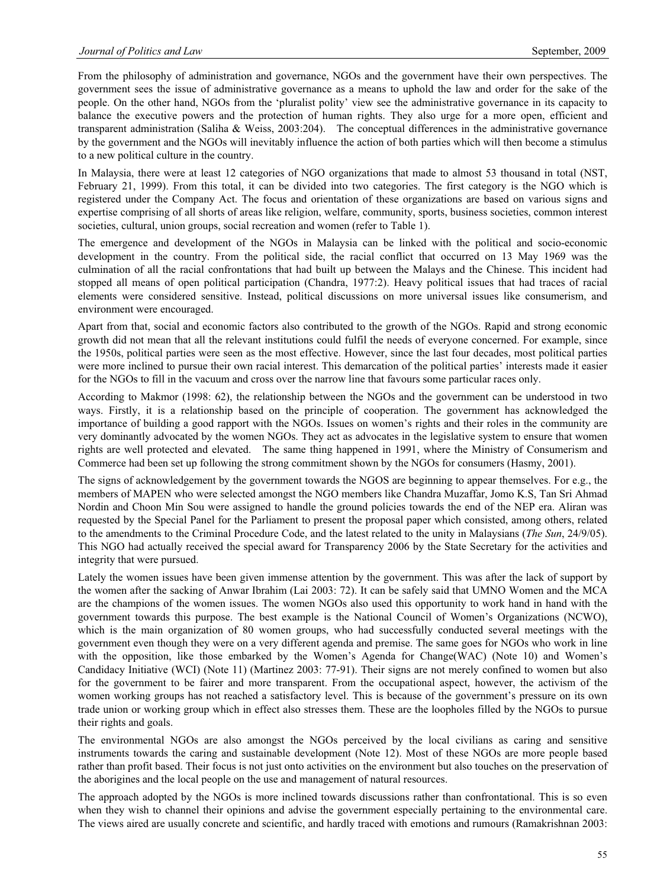From the philosophy of administration and governance, NGOs and the government have their own perspectives. The government sees the issue of administrative governance as a means to uphold the law and order for the sake of the people. On the other hand, NGOs from the 'pluralist polity' view see the administrative governance in its capacity to balance the executive powers and the protection of human rights. They also urge for a more open, efficient and transparent administration (Saliha & Weiss, 2003:204). The conceptual differences in the administrative governance by the government and the NGOs will inevitably influence the action of both parties which will then become a stimulus to a new political culture in the country.

In Malaysia, there were at least 12 categories of NGO organizations that made to almost 53 thousand in total (NST, February 21, 1999). From this total, it can be divided into two categories. The first category is the NGO which is registered under the Company Act. The focus and orientation of these organizations are based on various signs and expertise comprising of all shorts of areas like religion, welfare, community, sports, business societies, common interest societies, cultural, union groups, social recreation and women (refer to Table 1).

The emergence and development of the NGOs in Malaysia can be linked with the political and socio-economic development in the country. From the political side, the racial conflict that occurred on 13 May 1969 was the culmination of all the racial confrontations that had built up between the Malays and the Chinese. This incident had stopped all means of open political participation (Chandra, 1977:2). Heavy political issues that had traces of racial elements were considered sensitive. Instead, political discussions on more universal issues like consumerism, and environment were encouraged.

Apart from that, social and economic factors also contributed to the growth of the NGOs. Rapid and strong economic growth did not mean that all the relevant institutions could fulfil the needs of everyone concerned. For example, since the 1950s, political parties were seen as the most effective. However, since the last four decades, most political parties were more inclined to pursue their own racial interest. This demarcation of the political parties' interests made it easier for the NGOs to fill in the vacuum and cross over the narrow line that favours some particular races only.

According to Makmor (1998: 62), the relationship between the NGOs and the government can be understood in two ways. Firstly, it is a relationship based on the principle of cooperation. The government has acknowledged the importance of building a good rapport with the NGOs. Issues on women's rights and their roles in the community are very dominantly advocated by the women NGOs. They act as advocates in the legislative system to ensure that women rights are well protected and elevated. The same thing happened in 1991, where the Ministry of Consumerism and Commerce had been set up following the strong commitment shown by the NGOs for consumers (Hasmy, 2001).

The signs of acknowledgement by the government towards the NGOS are beginning to appear themselves. For e.g., the members of MAPEN who were selected amongst the NGO members like Chandra Muzaffar, Jomo K.S, Tan Sri Ahmad Nordin and Choon Min Sou were assigned to handle the ground policies towards the end of the NEP era. Aliran was requested by the Special Panel for the Parliament to present the proposal paper which consisted, among others, related to the amendments to the Criminal Procedure Code, and the latest related to the unity in Malaysians (*The Sun*, 24/9/05). This NGO had actually received the special award for Transparency 2006 by the State Secretary for the activities and integrity that were pursued.

Lately the women issues have been given immense attention by the government. This was after the lack of support by the women after the sacking of Anwar Ibrahim (Lai 2003: 72). It can be safely said that UMNO Women and the MCA are the champions of the women issues. The women NGOs also used this opportunity to work hand in hand with the government towards this purpose. The best example is the National Council of Women's Organizations (NCWO), which is the main organization of 80 women groups, who had successfully conducted several meetings with the government even though they were on a very different agenda and premise. The same goes for NGOs who work in line with the opposition, like those embarked by the Women's Agenda for Change(WAC) (Note 10) and Women's Candidacy Initiative (WCI) (Note 11) (Martinez 2003: 77-91). Their signs are not merely confined to women but also for the government to be fairer and more transparent. From the occupational aspect, however, the activism of the women working groups has not reached a satisfactory level. This is because of the government's pressure on its own trade union or working group which in effect also stresses them. These are the loopholes filled by the NGOs to pursue their rights and goals.

The environmental NGOs are also amongst the NGOs perceived by the local civilians as caring and sensitive instruments towards the caring and sustainable development (Note 12). Most of these NGOs are more people based rather than profit based. Their focus is not just onto activities on the environment but also touches on the preservation of the aborigines and the local people on the use and management of natural resources.

The approach adopted by the NGOs is more inclined towards discussions rather than confrontational. This is so even when they wish to channel their opinions and advise the government especially pertaining to the environmental care. The views aired are usually concrete and scientific, and hardly traced with emotions and rumours (Ramakrishnan 2003: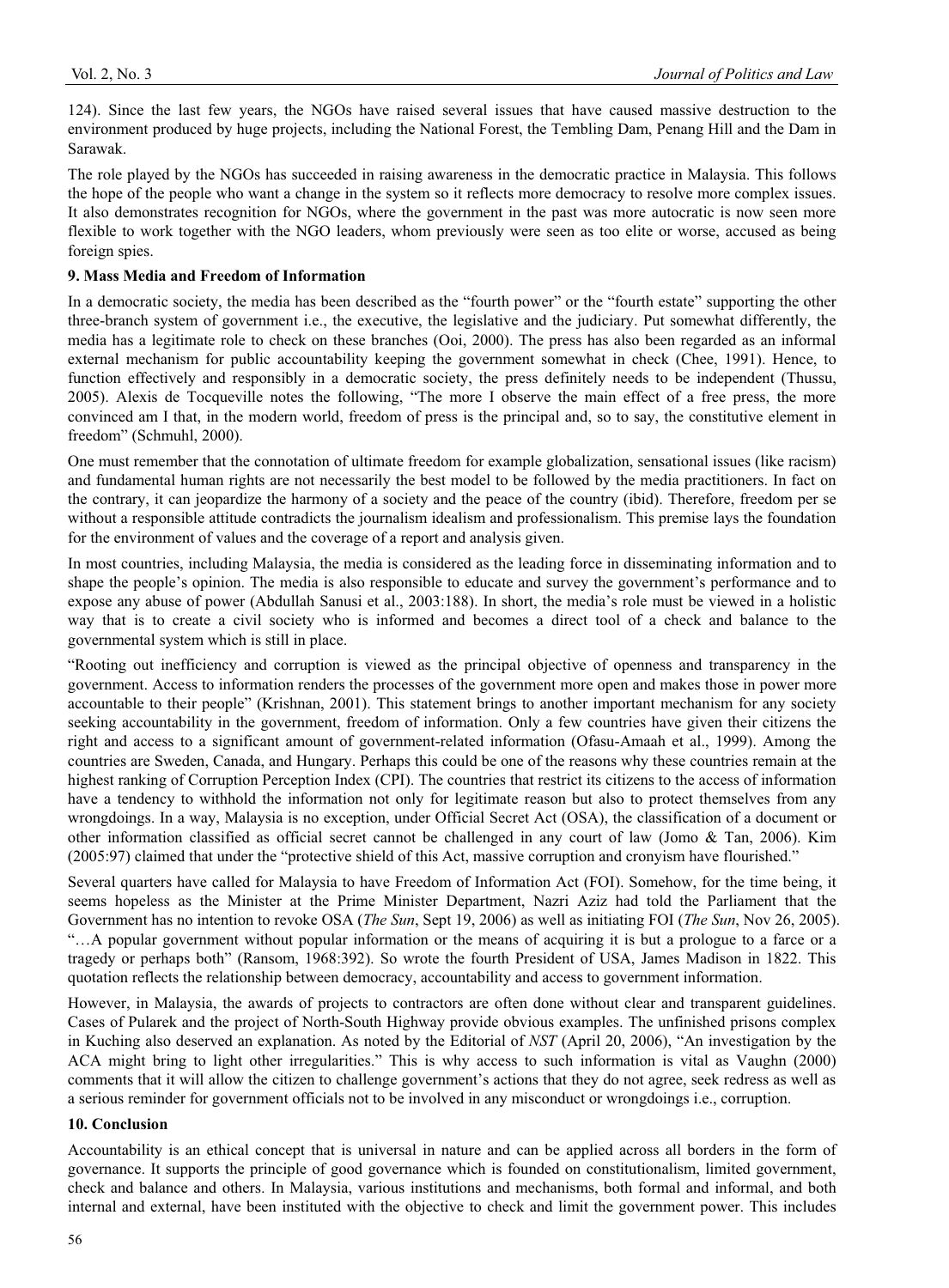124). Since the last few years, the NGOs have raised several issues that have caused massive destruction to the environment produced by huge projects, including the National Forest, the Tembling Dam, Penang Hill and the Dam in Sarawak.

The role played by the NGOs has succeeded in raising awareness in the democratic practice in Malaysia. This follows the hope of the people who want a change in the system so it reflects more democracy to resolve more complex issues. It also demonstrates recognition for NGOs, where the government in the past was more autocratic is now seen more flexible to work together with the NGO leaders, whom previously were seen as too elite or worse, accused as being foreign spies.

**9. Mass Media and Freedom of Information**

In a democratic society, the media has been described as the "fourth power" or the "fourth estate" supporting the other three-branch system of government i.e., the executive, the legislative and the judiciary. Put somewhat differently, the media has a legitimate role to check on these branches (Ooi, 2000). The press has also been regarded as an informal external mechanism for public accountability keeping the government somewhat in check (Chee, 1991). Hence, to function effectively and responsibly in a democratic society, the press definitely needs to be independent (Thussu, 2005). Alexis de Tocqueville notes the following, "The more I observe the main effect of a free press, the more convinced am I that, in the modern world, freedom of press is the principal and, so to say, the constitutive element in freedom" (Schmuhl, 2000).

One must remember that the connotation of ultimate freedom for example globalization, sensational issues (like racism) and fundamental human rights are not necessarily the best model to be followed by the media practitioners. In fact on the contrary, it can jeopardize the harmony of a society and the peace of the country (ibid). Therefore, freedom per se without a responsible attitude contradicts the journalism idealism and professionalism. This premise lays the foundation for the environment of values and the coverage of a report and analysis given.

In most countries, including Malaysia, the media is considered as the leading force in disseminating information and to shape the people's opinion. The media is also responsible to educate and survey the government's performance and to expose any abuse of power (Abdullah Sanusi et al., 2003:188). In short, the media's role must be viewed in a holistic way that is to create a civil society who is informed and becomes a direct tool of a check and balance to the governmental system which is still in place.

"Rooting out inefficiency and corruption is viewed as the principal objective of openness and transparency in the government. Access to information renders the processes of the government more open and makes those in power more accountable to their people" (Krishnan, 2001). This statement brings to another important mechanism for any society seeking accountability in the government, freedom of information. Only a few countries have given their citizens the right and access to a significant amount of government-related information (Ofasu-Amaah et al., 1999). Among the countries are Sweden, Canada, and Hungary. Perhaps this could be one of the reasons why these countries remain at the highest ranking of Corruption Perception Index (CPI). The countries that restrict its citizens to the access of information have a tendency to withhold the information not only for legitimate reason but also to protect themselves from any wrongdoings. In a way, Malaysia is no exception, under Official Secret Act (OSA), the classification of a document or other information classified as official secret cannot be challenged in any court of law (Jomo & Tan, 2006). Kim (2005:97) claimed that under the "protective shield of this Act, massive corruption and cronyism have flourished."

Several quarters have called for Malaysia to have Freedom of Information Act (FOI). Somehow, for the time being, it seems hopeless as the Minister at the Prime Minister Department, Nazri Aziz had told the Parliament that the Government has no intention to revoke OSA (*The Sun*, Sept 19, 2006) as well as initiating FOI (*The Sun*, Nov 26, 2005). "…A popular government without popular information or the means of acquiring it is but a prologue to a farce or a tragedy or perhaps both" (Ransom, 1968:392). So wrote the fourth President of USA, James Madison in 1822. This quotation reflects the relationship between democracy, accountability and access to government information.

However, in Malaysia, the awards of projects to contractors are often done without clear and transparent guidelines. Cases of Pularek and the project of North-South Highway provide obvious examples. The unfinished prisons complex in Kuching also deserved an explanation. As noted by the Editorial of *NST* (April 20, 2006), "An investigation by the ACA might bring to light other irregularities." This is why access to such information is vital as Vaughn (2000) comments that it will allow the citizen to challenge government's actions that they do not agree, seek redress as well as a serious reminder for government officials not to be involved in any misconduct or wrongdoings i.e., corruption.

**10. Conclusion**

Accountability is an ethical concept that is universal in nature and can be applied across all borders in the form of governance. It supports the principle of good governance which is founded on constitutionalism, limited government, check and balance and others. In Malaysia, various institutions and mechanisms, both formal and informal, and both internal and external, have been instituted with the objective to check and limit the government power. This includes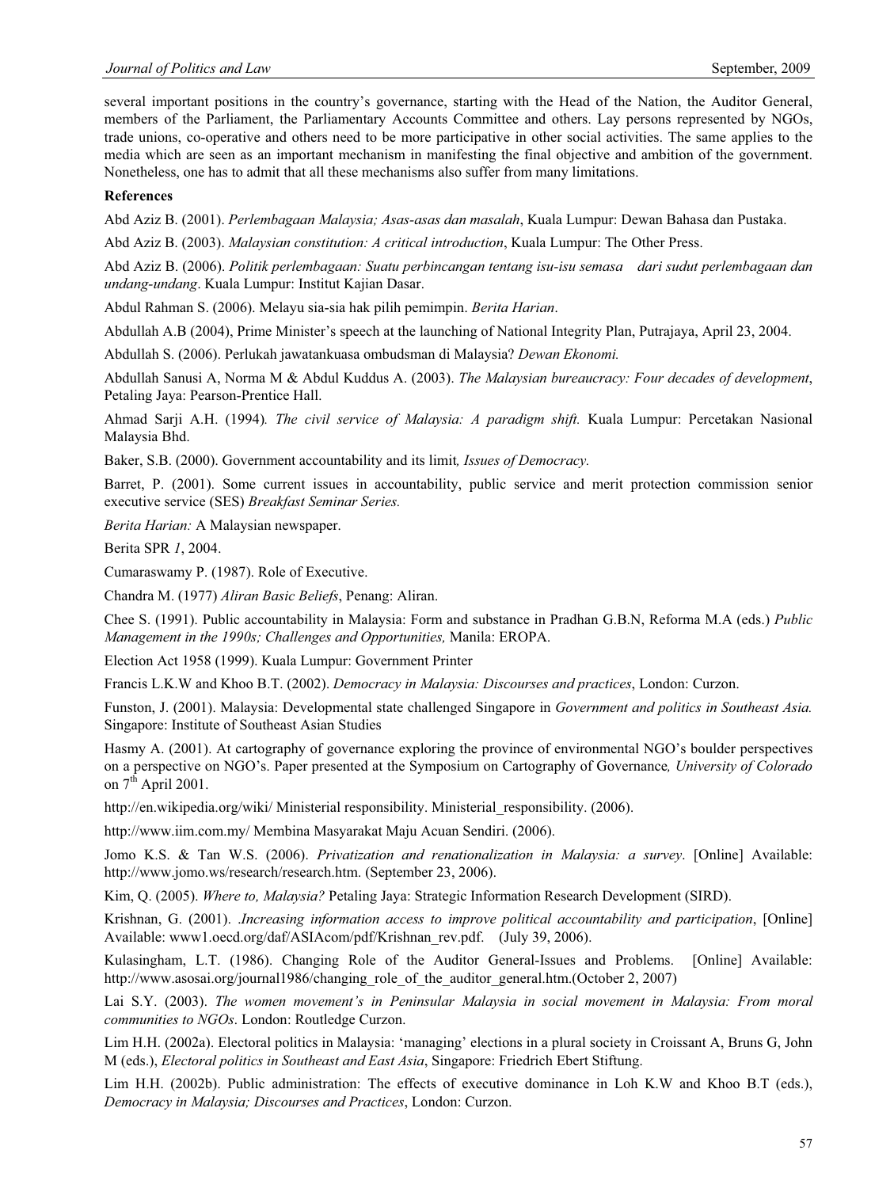several important positions in the country's governance, starting with the Head of the Nation, the Auditor General, members of the Parliament, the Parliamentary Accounts Committee and others. Lay persons represented by NGOs, trade unions, co-operative and others need to be more participative in other social activities. The same applies to the media which are seen as an important mechanism in manifesting the final objective and ambition of the government. Nonetheless, one has to admit that all these mechanisms also suffer from many limitations.

**References**

Abd Aziz B. (2001). *Perlembagaan Malaysia; Asas-asas dan masalah*, Kuala Lumpur: Dewan Bahasa dan Pustaka.

Abd Aziz B. (2003). *Malaysian constitution: A critical introduction*, Kuala Lumpur: The Other Press.

Abd Aziz B. (2006). *Politik perlembagaan: Suatu perbincangan tentang isu-isu semasa dari sudut perlembagaan dan undang-undang*. Kuala Lumpur: Institut Kajian Dasar.

Abdul Rahman S. (2006). Melayu sia-sia hak pilih pemimpin. *Berita Harian*.

Abdullah A.B (2004), Prime Minister's speech at the launching of National Integrity Plan, Putrajaya, April 23, 2004.

Abdullah S. (2006). Perlukah jawatankuasa ombudsman di Malaysia? *Dewan Ekonomi.*

Abdullah Sanusi A, Norma M & Abdul Kuddus A. (2003). *The Malaysian bureaucracy: Four decades of development*, Petaling Jaya: Pearson-Prentice Hall.

Ahmad Sarji A.H. (1994)*. The civil service of Malaysia: A paradigm shift.* Kuala Lumpur: Percetakan Nasional Malaysia Bhd.

Baker, S.B. (2000). Government accountability and its limit*, Issues of Democracy.*

Barret, P. (2001). Some current issues in accountability, public service and merit protection commission senior executive service (SES) *Breakfast Seminar Series.*

*Berita Harian:* A Malaysian newspaper.

Berita SPR *1*, 2004.

Cumaraswamy P. (1987). Role of Executive.

Chandra M. (1977) *Aliran Basic Beliefs*, Penang: Aliran.

Chee S. (1991). Public accountability in Malaysia: Form and substance in Pradhan G.B.N, Reforma M.A (eds.) *Public Management in the 1990s; Challenges and Opportunities,* Manila: EROPA.

Election Act 1958 (1999). Kuala Lumpur: Government Printer

Francis L.K.W and Khoo B.T. (2002). *Democracy in Malaysia: Discourses and practices*, London: Curzon.

Funston, J. (2001). Malaysia: Developmental state challenged Singapore in *Government and politics in Southeast Asia.* Singapore: Institute of Southeast Asian Studies

Hasmy A. (2001). At cartography of governance exploring the province of environmental NGO's boulder perspectives on a perspective on NGO's. Paper presented at the Symposium on Cartography of Governance*, University of Colorado* on 7th April 2001.

http://en.wikipedia.org/wiki/ Ministerial responsibility. Ministerial_responsibility. (2006).

http://www.iim.com.my/ Membina Masyarakat Maju Acuan Sendiri. (2006).

Jomo K.S. & Tan W.S. (2006). *Privatization and renationalization in Malaysia: a survey*. [Online] Available: http://www.jomo.ws/research/research.htm. (September 23, 2006).

Kim, Q. (2005). *Where to, Malaysia?* Petaling Jaya: Strategic Information Research Development (SIRD).

Krishnan, G. (2001). .*Increasing information access to improve political accountability and participation*, [Online] Available: www1.oecd.org/daf/ASIAcom/pdf/Krishnan_rev.pdf. (July 39, 2006).

Kulasingham, L.T. (1986). Changing Role of the Auditor General-Issues and Problems. [Online] Available: http://www.asosai.org/journal1986/changing_role_of_the_auditor_general.htm.(October 2, 2007)

Lai S.Y. (2003). *The women movement's in Peninsular Malaysia in social movement in Malaysia: From moral communities to NGOs*. London: Routledge Curzon.

Lim H.H. (2002a). Electoral politics in Malaysia: 'managing' elections in a plural society in Croissant A, Bruns G, John M (eds.), *Electoral politics in Southeast and East Asia*, Singapore: Friedrich Ebert Stiftung.

Lim H.H. (2002b). Public administration: The effects of executive dominance in Loh K.W and Khoo B.T (eds.), *Democracy in Malaysia; Discourses and Practices*, London: Curzon.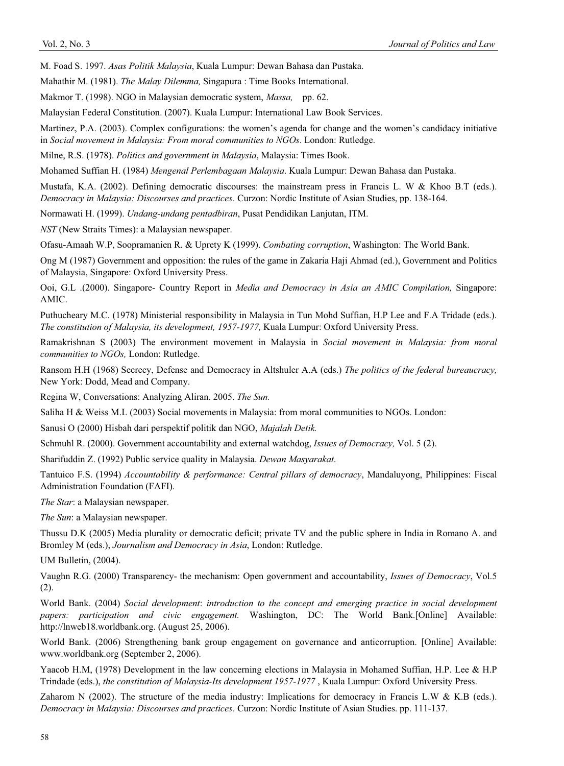M. Foad S. 1997. *Asas Politik Malaysia*, Kuala Lumpur: Dewan Bahasa dan Pustaka.

Mahathir M. (1981). *The Malay Dilemma,* Singapura : Time Books International.

Makmor T. (1998). NGO in Malaysian democratic system, *Massa,* pp. 62.

Malaysian Federal Constitution. (2007). Kuala Lumpur: International Law Book Services.

Martinez, P.A. (2003). Complex configurations: the women's agenda for change and the women's candidacy initiative in *Social movement in Malaysia: From moral communities to NGOs*. London: Rutledge.

Milne, R.S. (1978). *Politics and government in Malaysia*, Malaysia: Times Book.

Mohamed Suffian H. (1984) *Mengenal Perlembagaan Malaysia*. Kuala Lumpur: Dewan Bahasa dan Pustaka.

Mustafa, K.A. (2002). Defining democratic discourses: the mainstream press in Francis L. W & Khoo B.T (eds.). *Democracy in Malaysia: Discourses and practices*. Curzon: Nordic Institute of Asian Studies, pp. 138-164.

Normawati H. (1999). *Undang-undang pentadbiran*, Pusat Pendidikan Lanjutan, ITM.

*NST* (New Straits Times): a Malaysian newspaper.

Ofasu-Amaah W.P, Soopramanien R. & Uprety K (1999). *Combating corruption*, Washington: The World Bank.

Ong M (1987) Government and opposition: the rules of the game in Zakaria Haji Ahmad (ed.), Government and Politics of Malaysia, Singapore: Oxford University Press.

Ooi, G.L .(2000). Singapore- Country Report in *Media and Democracy in Asia an AMIC Compilation,* Singapore: AMIC.

Puthucheary M.C. (1978) Ministerial responsibility in Malaysia in Tun Mohd Suffian, H.P Lee and F.A Tridade (eds.). *The constitution of Malaysia, its development, 1957-1977,* Kuala Lumpur: Oxford University Press.

Ramakrishnan S (2003) The environment movement in Malaysia in *Social movement in Malaysia: from moral communities to NGOs,* London: Rutledge.

Ransom H.H (1968) Secrecy, Defense and Democracy in Altshuler A.A (eds.) *The politics of the federal bureaucracy,* New York: Dodd, Mead and Company.

Regina W, Conversations: Analyzing Aliran. 2005. *The Sun.*

Saliha H & Weiss M.L (2003) Social movements in Malaysia: from moral communities to NGOs. London:

Sanusi O (2000) Hisbah dari perspektif politik dan NGO, *Majalah Detik.*

Schmuhl R. (2000). Government accountability and external watchdog, *Issues of Democracy,* Vol. 5 (2).

Sharifuddin Z. (1992) Public service quality in Malaysia. *Dewan Masyarakat*.

Tantuico F.S. (1994) *Accountability & performance: Central pillars of democracy*, Mandaluyong, Philippines: Fiscal Administration Foundation (FAFI).

*The Star*: a Malaysian newspaper.

*The Sun*: a Malaysian newspaper.

Thussu D.K (2005) Media plurality or democratic deficit; private TV and the public sphere in India in Romano A. and Bromley M (eds.), *Journalism and Democracy in Asia*, London: Rutledge.

UM Bulletin, (2004).

Vaughn R.G. (2000) Transparency- the mechanism: Open government and accountability, *Issues of Democracy*, Vol.5 (2).

World Bank. (2004) *Social development*: *introduction to the concept and emerging practice in social development papers: participation and civic engagement.* Washington, DC: The World Bank.[Online] Available: http://lnweb18.worldbank.org. (August 25, 2006).

World Bank. (2006) Strengthening bank group engagement on governance and anticorruption. [Online] Available: www.worldbank.org (September 2, 2006).

Yaacob H.M, (1978) Development in the law concerning elections in Malaysia in Mohamed Suffian, H.P. Lee & H.P Trindade (eds.), *the constitution of Malaysia-Its development 1957-1977* , Kuala Lumpur: Oxford University Press.

Zaharom N (2002). The structure of the media industry: Implications for democracy in Francis L.W & K.B (eds.). *Democracy in Malaysia: Discourses and practices*. Curzon: Nordic Institute of Asian Studies. pp. 111-137.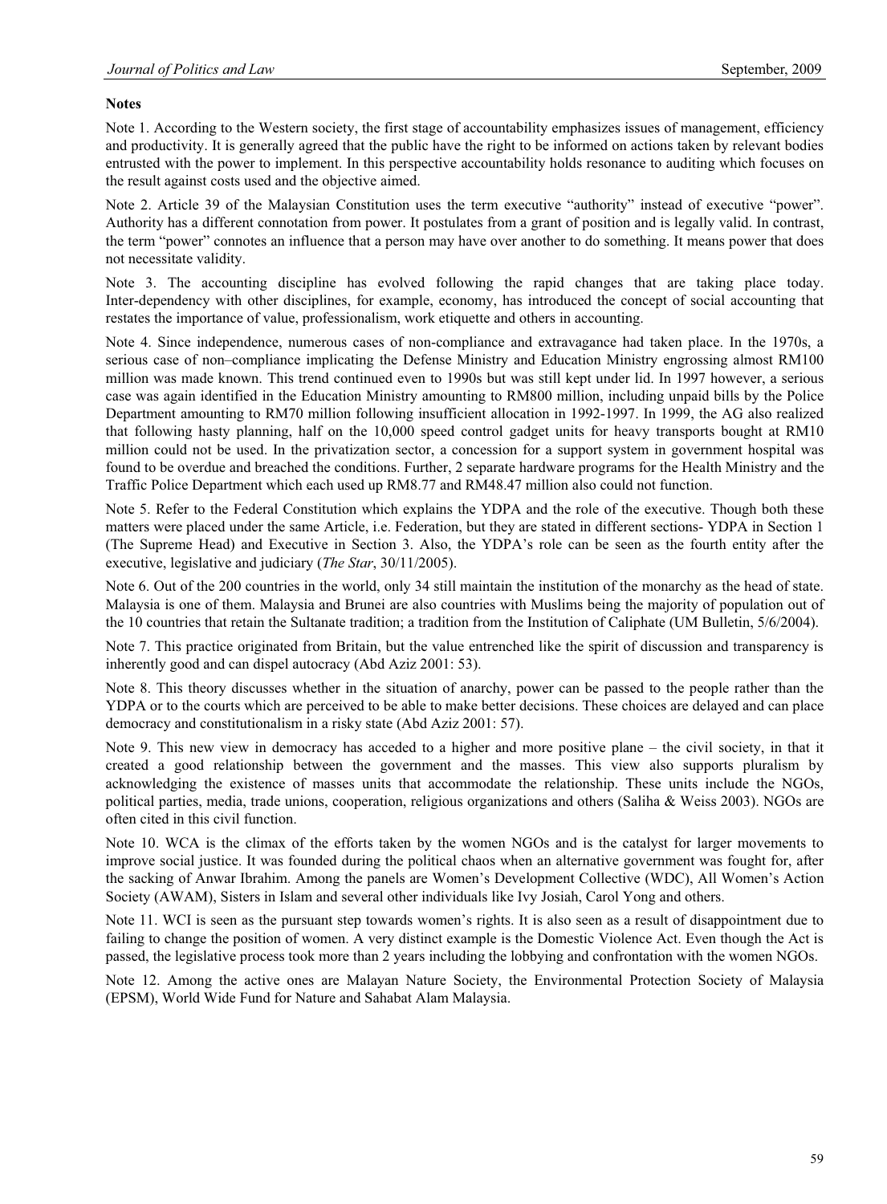**Notes**

Note 1. According to the Western society, the first stage of accountability emphasizes issues of management, efficiency and productivity. It is generally agreed that the public have the right to be informed on actions taken by relevant bodies entrusted with the power to implement. In this perspective accountability holds resonance to auditing which focuses on the result against costs used and the objective aimed.

Note 2. Article 39 of the Malaysian Constitution uses the term executive "authority" instead of executive "power". Authority has a different connotation from power. It postulates from a grant of position and is legally valid. In contrast, the term "power" connotes an influence that a person may have over another to do something. It means power that does not necessitate validity.

Note 3. The accounting discipline has evolved following the rapid changes that are taking place today. Inter-dependency with other disciplines, for example, economy, has introduced the concept of social accounting that restates the importance of value, professionalism, work etiquette and others in accounting.

Note 4. Since independence, numerous cases of non-compliance and extravagance had taken place. In the 1970s, a serious case of non–compliance implicating the Defense Ministry and Education Ministry engrossing almost RM100 million was made known. This trend continued even to 1990s but was still kept under lid. In 1997 however, a serious case was again identified in the Education Ministry amounting to RM800 million, including unpaid bills by the Police Department amounting to RM70 million following insufficient allocation in 1992-1997. In 1999, the AG also realized that following hasty planning, half on the 10,000 speed control gadget units for heavy transports bought at RM10 million could not be used. In the privatization sector, a concession for a support system in government hospital was found to be overdue and breached the conditions. Further, 2 separate hardware programs for the Health Ministry and the Traffic Police Department which each used up RM8.77 and RM48.47 million also could not function.

Note 5. Refer to the Federal Constitution which explains the YDPA and the role of the executive. Though both these matters were placed under the same Article, i.e. Federation, but they are stated in different sections- YDPA in Section 1 (The Supreme Head) and Executive in Section 3. Also, the YDPA's role can be seen as the fourth entity after the executive, legislative and judiciary (*The Star*, 30/11/2005).

Note 6. Out of the 200 countries in the world, only 34 still maintain the institution of the monarchy as the head of state. Malaysia is one of them. Malaysia and Brunei are also countries with Muslims being the majority of population out of the 10 countries that retain the Sultanate tradition; a tradition from the Institution of Caliphate (UM Bulletin, 5/6/2004).

Note 7. This practice originated from Britain, but the value entrenched like the spirit of discussion and transparency is inherently good and can dispel autocracy (Abd Aziz 2001: 53).

Note 8. This theory discusses whether in the situation of anarchy, power can be passed to the people rather than the YDPA or to the courts which are perceived to be able to make better decisions. These choices are delayed and can place democracy and constitutionalism in a risky state (Abd Aziz 2001: 57).

Note 9. This new view in democracy has acceded to a higher and more positive plane – the civil society, in that it created a good relationship between the government and the masses. This view also supports pluralism by acknowledging the existence of masses units that accommodate the relationship. These units include the NGOs, political parties, media, trade unions, cooperation, religious organizations and others (Saliha & Weiss 2003). NGOs are often cited in this civil function.

Note 10. WCA is the climax of the efforts taken by the women NGOs and is the catalyst for larger movements to improve social justice. It was founded during the political chaos when an alternative government was fought for, after the sacking of Anwar Ibrahim. Among the panels are Women's Development Collective (WDC), All Women's Action Society (AWAM), Sisters in Islam and several other individuals like Ivy Josiah, Carol Yong and others.

Note 11. WCI is seen as the pursuant step towards women's rights. It is also seen as a result of disappointment due to failing to change the position of women. A very distinct example is the Domestic Violence Act. Even though the Act is passed, the legislative process took more than 2 years including the lobbying and confrontation with the women NGOs.

Note 12. Among the active ones are Malayan Nature Society, the Environmental Protection Society of Malaysia (EPSM), World Wide Fund for Nature and Sahabat Alam Malaysia.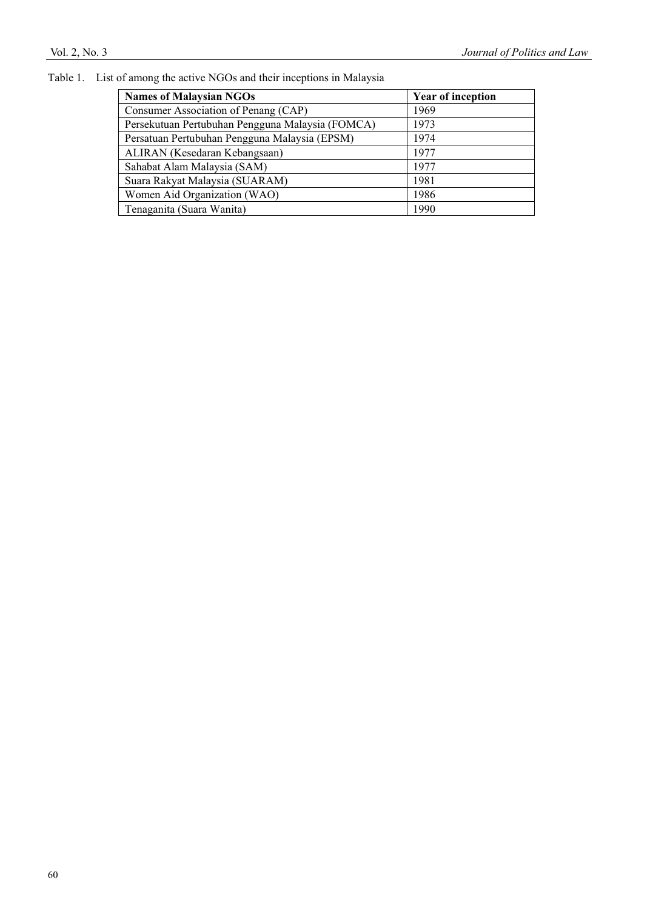Table 1. List of among the active NGOs and their inceptions in Malaysia

| Names of Malaysian NGOs | Year of inception |
|---|---|
| Consumer Association of Penang (CAP) | 1969 |
| Persekutuan Pertubuhan Pengguna Malaysia (FOMCA) | 1973 |
| Persatuan Pertubuhan Pengguna Malaysia (EPSM) | 1974 |
| ALIRAN (Kesedaran Kebangsaan) | 1977 |
| Sahabat Alam Malaysia (SAM) | 1977 |
| Suara Rakyat Malaysia (SUARAM) | 1981 |
| Women Aid Organization (WAO) | 1986 |
| Tenaganita (Suara Wanita) | 1990 |